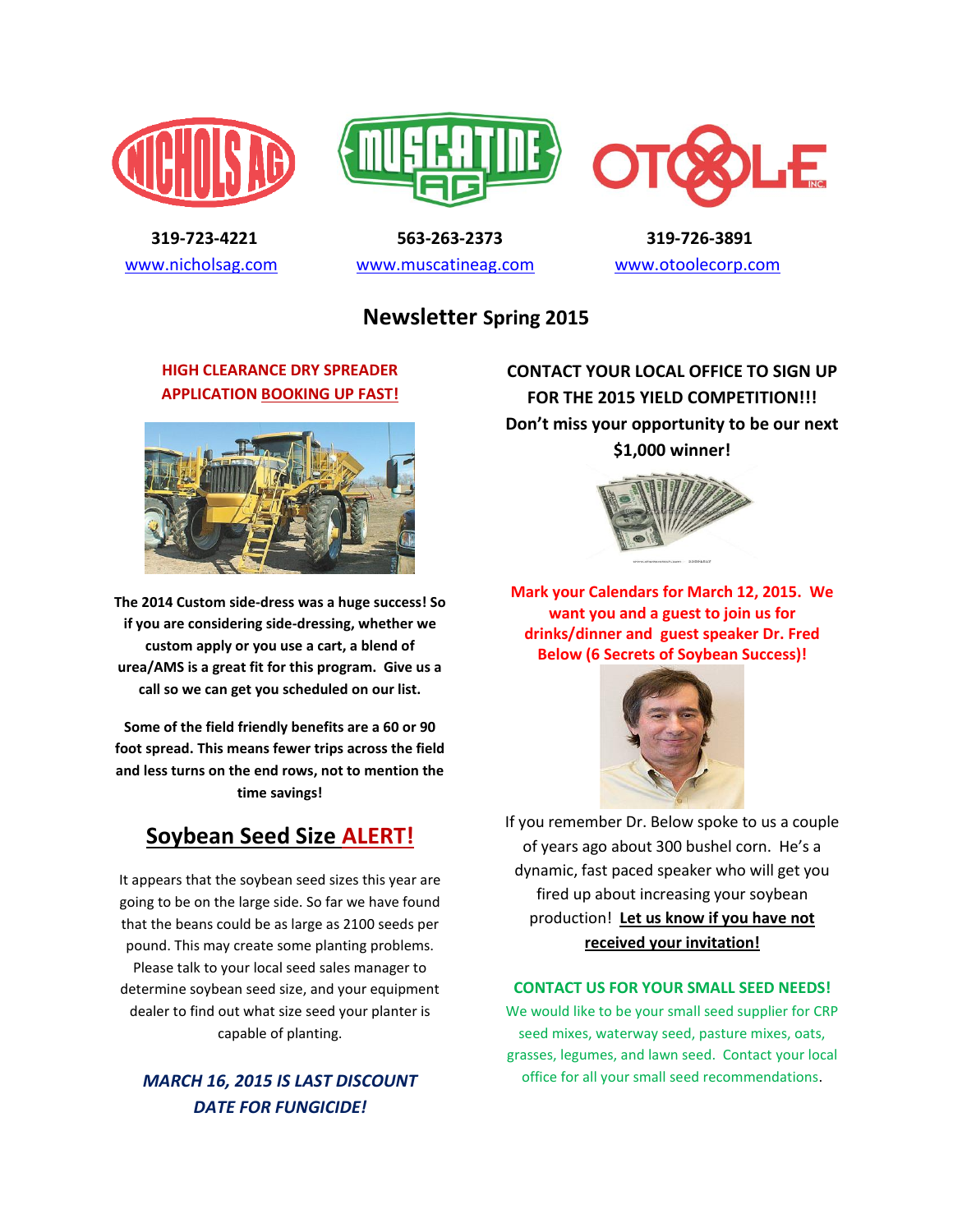NICHOLS AG | MUSCATINE AG | OTOOLE INC.

| | | |
|---|---|---|
| 319-723-4221 | 563-263-2373 | 319-726-3891 |
| www.nicholsag.com | www.muscatineag.com | www.otoolecorp.com |

# Newsletter Spring 2015

**HIGH CLEARANCE DRY SPREADER APPLICATION BOOKING UP FAST!**

**The 2014 Custom side-dress was a huge success! So if you are considering side-dressing, whether we custom apply or you use a cart, a blend of urea/AMS is a great fit for this program. Give us a call so we can get you scheduled on our list.**

**Some of the field friendly benefits are a 60 or 90 foot spread. This means fewer trips across the field and less turns on the end rows, not to mention the time savings!**

## Soybean Seed Size ALERT!

It appears that the soybean seed sizes this year are going to be on the large side. So far we have found that the beans could be as large as 2100 seeds per pound. This may create some planting problems. Please talk to your local seed sales manager to determine soybean seed size, and your equipment dealer to find out what size seed your planter is capable of planting.

***MARCH 16, 2015 IS LAST DISCOUNT DATE FOR FUNGICIDE!***

**CONTACT YOUR LOCAL OFFICE TO SIGN UP FOR THE 2015 YIELD COMPETITION!!! Don't miss your opportunity to be our next $1,000 winner!**

**Mark your Calendars for March 12, 2015. We want you and a guest to join us for drinks/dinner and guest speaker Dr. Fred Below (6 Secrets of Soybean Success)!**

If you remember Dr. Below spoke to us a couple of years ago about 300 bushel corn. He's a dynamic, fast paced speaker who will get you fired up about increasing your soybean production! **Let us know if you have not received your invitation!**

**CONTACT US FOR YOUR SMALL SEED NEEDS!**

We would like to be your small seed supplier for CRP seed mixes, waterway seed, pasture mixes, oats, grasses, legumes, and lawn seed. Contact your local office for all your small seed recommendations.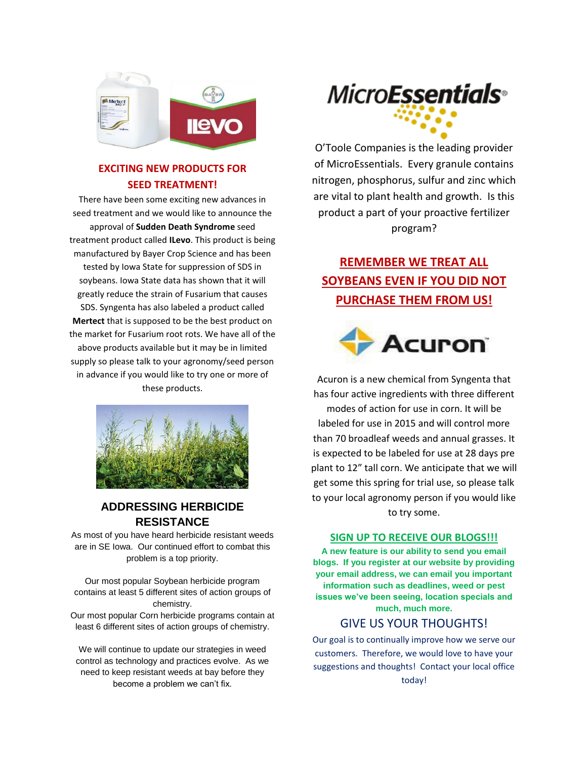## EXCITING NEW PRODUCTS FOR SEED TREATMENT!

There have been some exciting new advances in seed treatment and we would like to announce the approval of **Sudden Death Syndrome** seed treatment product called **ILevo**. This product is being manufactured by Bayer Crop Science and has been tested by Iowa State for suppression of SDS in soybeans. Iowa State data has shown that it will greatly reduce the strain of Fusarium that causes SDS. Syngenta has also labeled a product called **Mertect** that is supposed to be the best product on the market for Fusarium root rots. We have all of the above products available but it may be in limited supply so please talk to your agronomy/seed person in advance if you would like to try one or more of these products.

## ADDRESSING HERBICIDE RESISTANCE

As most of you have heard herbicide resistant weeds are in SE Iowa. Our continued effort to combat this problem is a top priority.

Our most popular Soybean herbicide program contains at least 5 different sites of action groups of chemistry.

Our most popular Corn herbicide programs contain at least 6 different sites of action groups of chemistry.

We will continue to update our strategies in weed control as technology and practices evolve. As we need to keep resistant weeds at bay before they become a problem we can't fix.

## MicroEssentials

O'Toole Companies is the leading provider of MicroEssentials. Every granule contains nitrogen, phosphorus, sulfur and zinc which are vital to plant health and growth. Is this product a part of your proactive fertilizer program?

## REMEMBER WE TREAT ALL SOYBEANS EVEN IF YOU DID NOT PURCHASE THEM FROM US!

## Acuron

Acuron is a new chemical from Syngenta that has four active ingredients with three different modes of action for use in corn. It will be labeled for use in 2015 and will control more than 70 broadleaf weeds and annual grasses. It is expected to be labeled for use at 28 days pre plant to 12" tall corn. We anticipate that we will get some this spring for trial use, so please talk to your local agronomy person if you would like to try some.

## SIGN UP TO RECEIVE OUR BLOGS!!!

**A new feature is our ability to send you email blogs. If you register at our website by providing your email address, we can email you important information such as deadlines, weed or pest issues we've been seeing, location specials and much, much more.**

## GIVE US YOUR THOUGHTS!

Our goal is to continually improve how we serve our customers. Therefore, we would love to have your suggestions and thoughts! Contact your local office today!